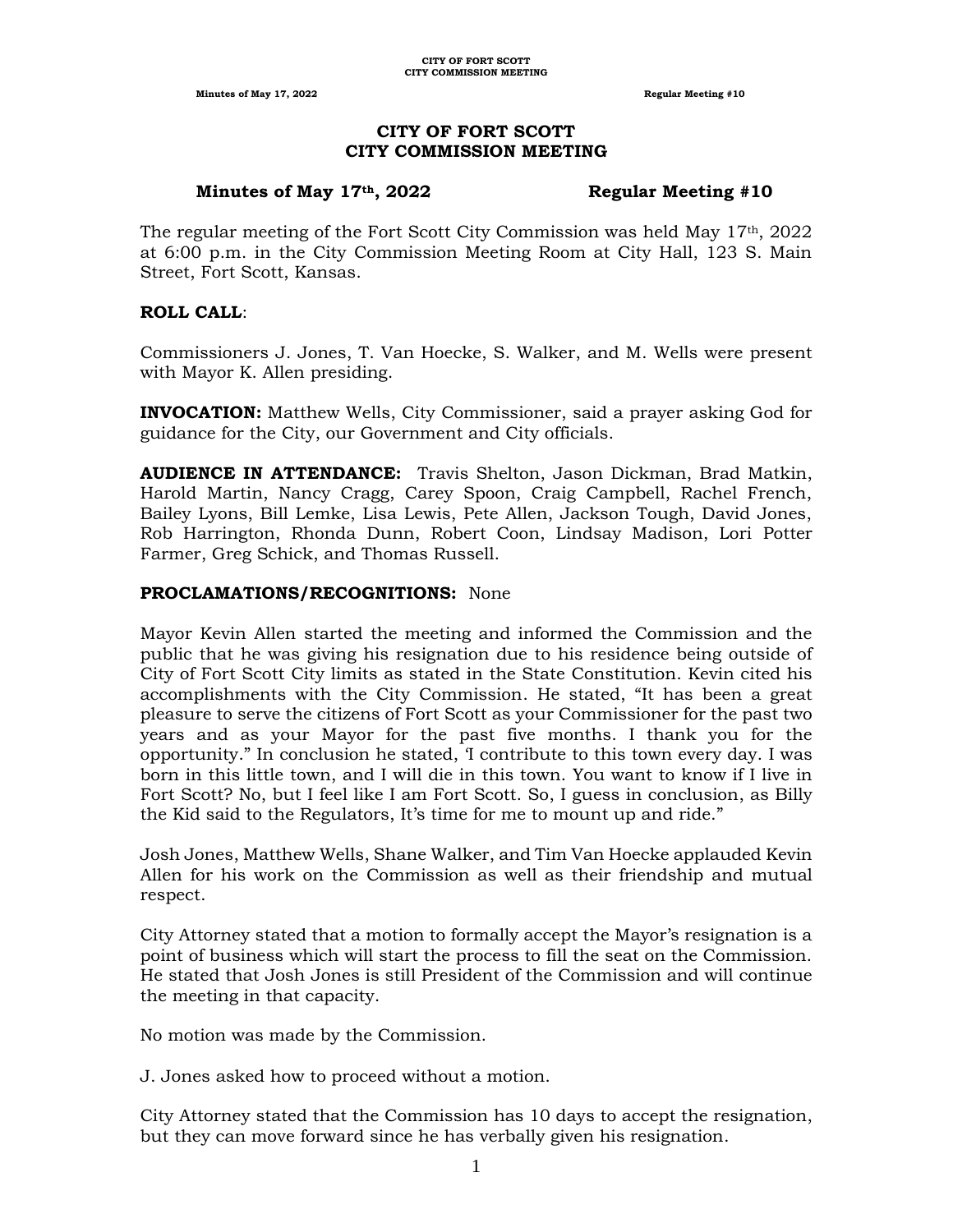# CITY OF FORT SCOTT
# CITY COMMISSION MEETING

**Minutes of May 17th, 2022 Regular Meeting #10**

The regular meeting of the Fort Scott City Commission was held May 17th, 2022 at 6:00 p.m. in the City Commission Meeting Room at City Hall, 123 S. Main Street, Fort Scott, Kansas.

**ROLL CALL**:

Commissioners J. Jones, T. Van Hoecke, S. Walker, and M. Wells were present with Mayor K. Allen presiding.

**INVOCATION:** Matthew Wells, City Commissioner, said a prayer asking God for guidance for the City, our Government and City officials.

**AUDIENCE IN ATTENDANCE:** Travis Shelton, Jason Dickman, Brad Matkin, Harold Martin, Nancy Cragg, Carey Spoon, Craig Campbell, Rachel French, Bailey Lyons, Bill Lemke, Lisa Lewis, Pete Allen, Jackson Tough, David Jones, Rob Harrington, Rhonda Dunn, Robert Coon, Lindsay Madison, Lori Potter Farmer, Greg Schick, and Thomas Russell.

**PROCLAMATIONS/RECOGNITIONS:** None

Mayor Kevin Allen started the meeting and informed the Commission and the public that he was giving his resignation due to his residence being outside of City of Fort Scott City limits as stated in the State Constitution. Kevin cited his accomplishments with the City Commission. He stated, "It has been a great pleasure to serve the citizens of Fort Scott as your Commissioner for the past two years and as your Mayor for the past five months. I thank you for the opportunity." In conclusion he stated, 'I contribute to this town every day. I was born in this little town, and I will die in this town. You want to know if I live in Fort Scott? No, but I feel like I am Fort Scott. So, I guess in conclusion, as Billy the Kid said to the Regulators, It's time for me to mount up and ride."

Josh Jones, Matthew Wells, Shane Walker, and Tim Van Hoecke applauded Kevin Allen for his work on the Commission as well as their friendship and mutual respect.

City Attorney stated that a motion to formally accept the Mayor's resignation is a point of business which will start the process to fill the seat on the Commission. He stated that Josh Jones is still President of the Commission and will continue the meeting in that capacity.

No motion was made by the Commission.

J. Jones asked how to proceed without a motion.

City Attorney stated that the Commission has 10 days to accept the resignation, but they can move forward since he has verbally given his resignation.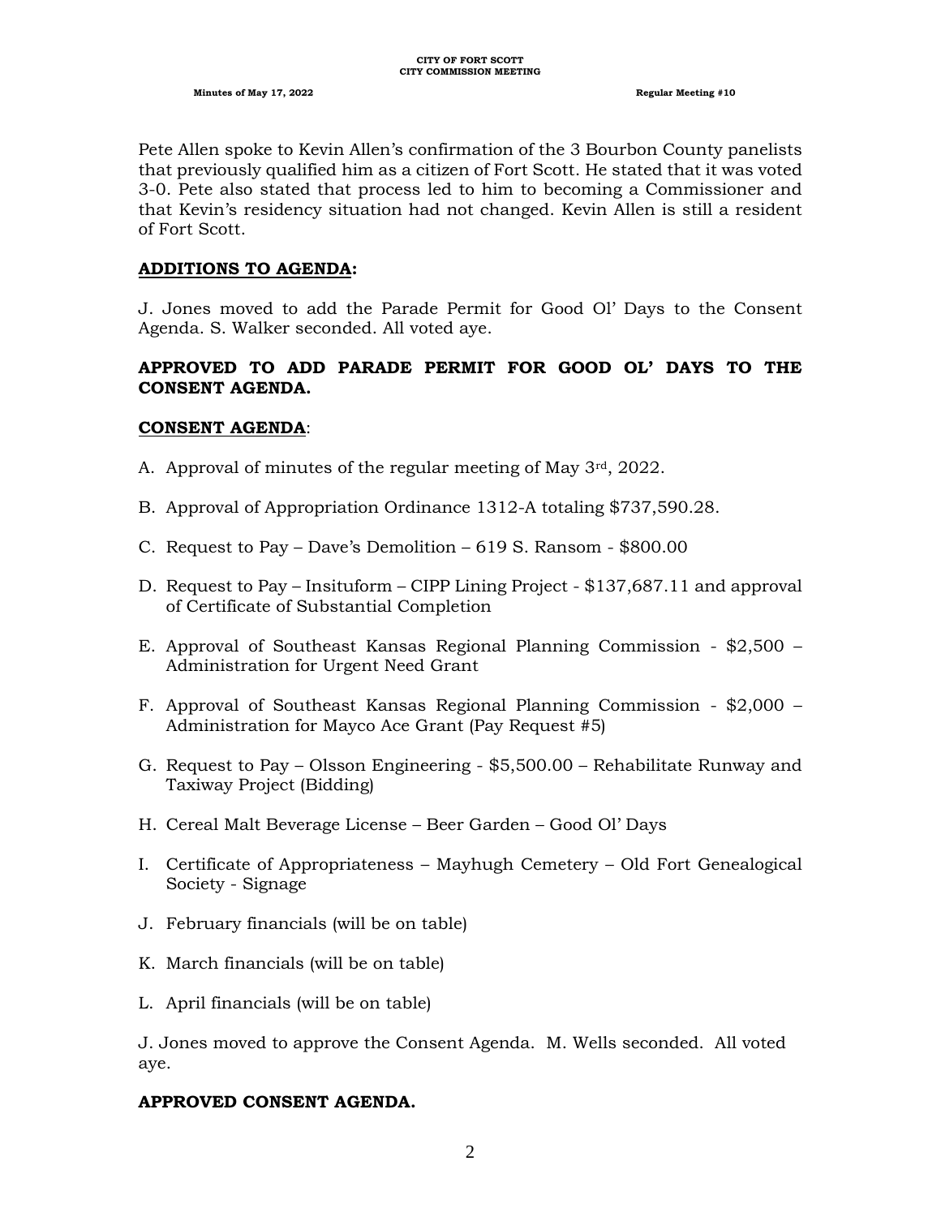Pete Allen spoke to Kevin Allen's confirmation of the 3 Bourbon County panelists that previously qualified him as a citizen of Fort Scott. He stated that it was voted 3-0. Pete also stated that process led to him to becoming a Commissioner and that Kevin's residency situation had not changed. Kevin Allen is still a resident of Fort Scott.

**ADDITIONS TO AGENDA:**

J. Jones moved to add the Parade Permit for Good Ol' Days to the Consent Agenda. S. Walker seconded. All voted aye.

**APPROVED TO ADD PARADE PERMIT FOR GOOD OL' DAYS TO THE CONSENT AGENDA.**

**CONSENT AGENDA**:

A. Approval of minutes of the regular meeting of May 3rd, 2022.

B. Approval of Appropriation Ordinance 1312-A totaling $737,590.28.

C. Request to Pay – Dave's Demolition – 619 S. Ransom - $800.00

D. Request to Pay – Insituform – CIPP Lining Project - $137,687.11 and approval of Certificate of Substantial Completion

E. Approval of Southeast Kansas Regional Planning Commission - $2,500 – Administration for Urgent Need Grant

F. Approval of Southeast Kansas Regional Planning Commission - $2,000 – Administration for Mayco Ace Grant (Pay Request #5)

G. Request to Pay – Olsson Engineering - $5,500.00 – Rehabilitate Runway and Taxiway Project (Bidding)

H. Cereal Malt Beverage License – Beer Garden – Good Ol' Days

I. Certificate of Appropriateness – Mayhugh Cemetery – Old Fort Genealogical Society - Signage

J. February financials (will be on table)

K. March financials (will be on table)

L. April financials (will be on table)

J. Jones moved to approve the Consent Agenda. M. Wells seconded. All voted aye.

**APPROVED CONSENT AGENDA.**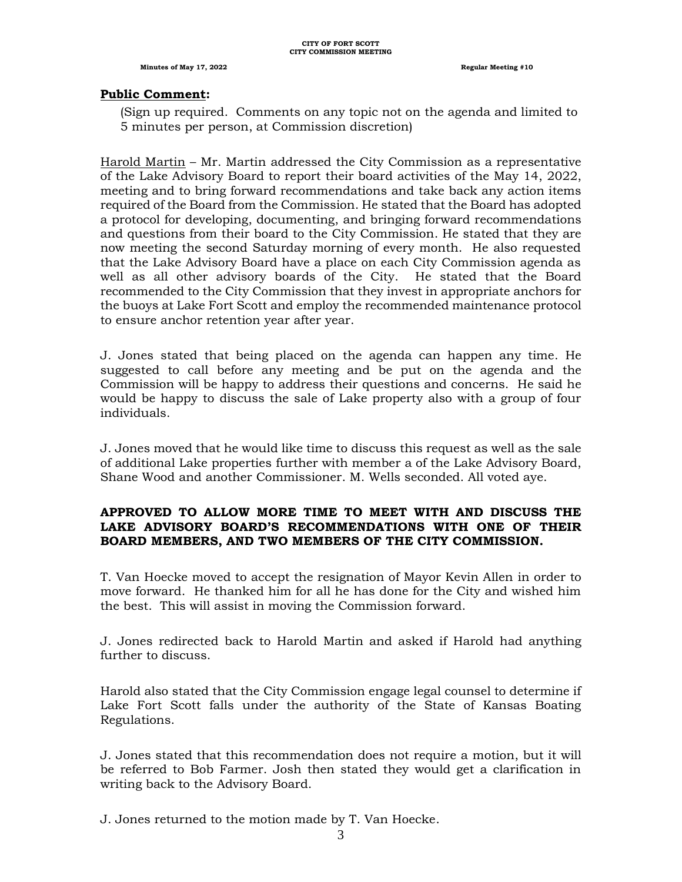**Public Comment:**

(Sign up required. Comments on any topic not on the agenda and limited to 5 minutes per person, at Commission discretion)

Harold Martin – Mr. Martin addressed the City Commission as a representative of the Lake Advisory Board to report their board activities of the May 14, 2022, meeting and to bring forward recommendations and take back any action items required of the Board from the Commission. He stated that the Board has adopted a protocol for developing, documenting, and bringing forward recommendations and questions from their board to the City Commission. He stated that they are now meeting the second Saturday morning of every month. He also requested that the Lake Advisory Board have a place on each City Commission agenda as well as all other advisory boards of the City. He stated that the Board recommended to the City Commission that they invest in appropriate anchors for the buoys at Lake Fort Scott and employ the recommended maintenance protocol to ensure anchor retention year after year.

J. Jones stated that being placed on the agenda can happen any time. He suggested to call before any meeting and be put on the agenda and the Commission will be happy to address their questions and concerns. He said he would be happy to discuss the sale of Lake property also with a group of four individuals.

J. Jones moved that he would like time to discuss this request as well as the sale of additional Lake properties further with member a of the Lake Advisory Board, Shane Wood and another Commissioner. M. Wells seconded. All voted aye.

**APPROVED TO ALLOW MORE TIME TO MEET WITH AND DISCUSS THE LAKE ADVISORY BOARD'S RECOMMENDATIONS WITH ONE OF THEIR BOARD MEMBERS, AND TWO MEMBERS OF THE CITY COMMISSION.**

T. Van Hoecke moved to accept the resignation of Mayor Kevin Allen in order to move forward. He thanked him for all he has done for the City and wished him the best. This will assist in moving the Commission forward.

J. Jones redirected back to Harold Martin and asked if Harold had anything further to discuss.

Harold also stated that the City Commission engage legal counsel to determine if Lake Fort Scott falls under the authority of the State of Kansas Boating Regulations.

J. Jones stated that this recommendation does not require a motion, but it will be referred to Bob Farmer. Josh then stated they would get a clarification in writing back to the Advisory Board.

J. Jones returned to the motion made by T. Van Hoecke.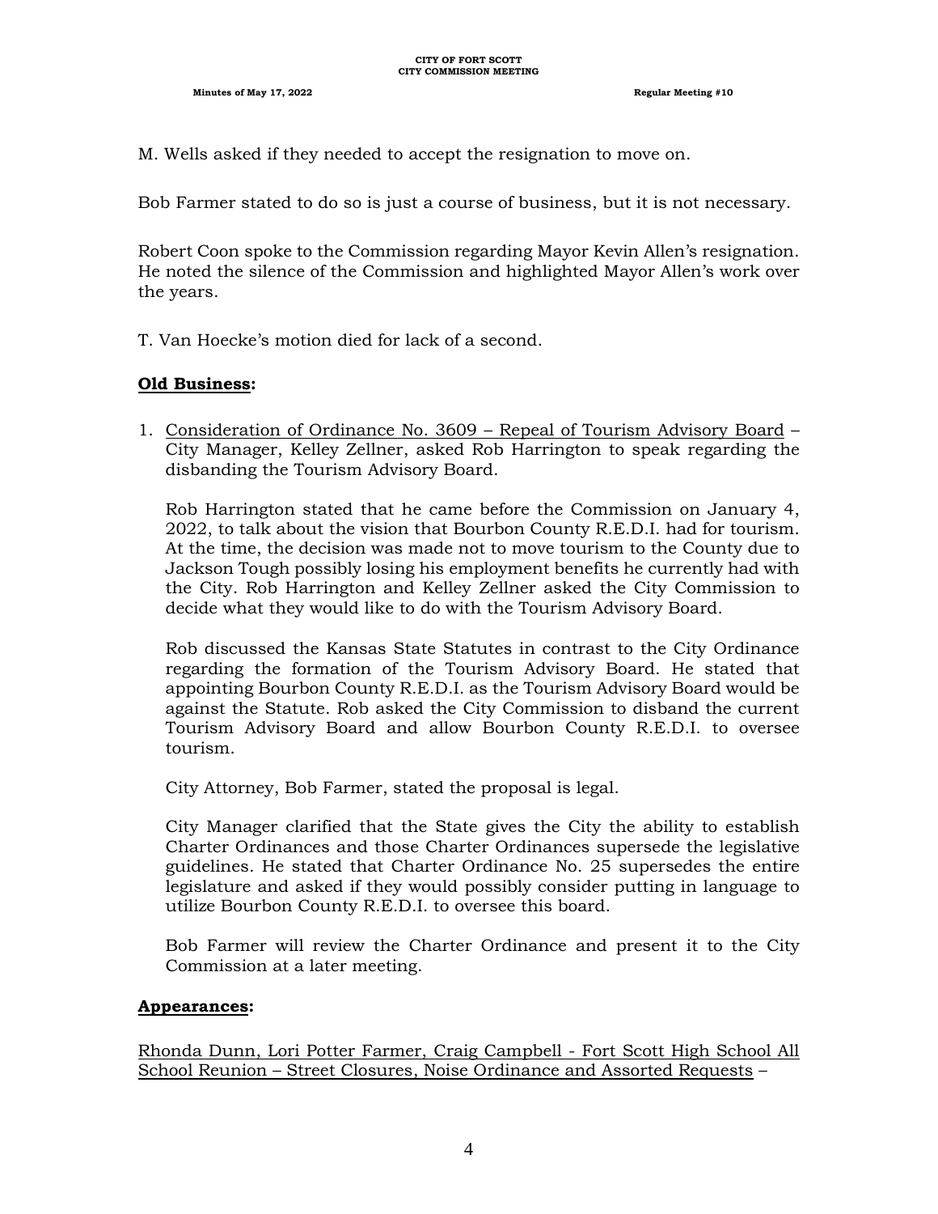M. Wells asked if they needed to accept the resignation to move on.

Bob Farmer stated to do so is just a course of business, but it is not necessary.

Robert Coon spoke to the Commission regarding Mayor Kevin Allen's resignation. He noted the silence of the Commission and highlighted Mayor Allen's work over the years.

T. Van Hoecke's motion died for lack of a second.

**Old Business:**

1. Consideration of Ordinance No. 3609 – Repeal of Tourism Advisory Board – City Manager, Kelley Zellner, asked Rob Harrington to speak regarding the disbanding the Tourism Advisory Board.

   Rob Harrington stated that he came before the Commission on January 4, 2022, to talk about the vision that Bourbon County R.E.D.I. had for tourism. At the time, the decision was made not to move tourism to the County due to Jackson Tough possibly losing his employment benefits he currently had with the City. Rob Harrington and Kelley Zellner asked the City Commission to decide what they would like to do with the Tourism Advisory Board.

   Rob discussed the Kansas State Statutes in contrast to the City Ordinance regarding the formation of the Tourism Advisory Board. He stated that appointing Bourbon County R.E.D.I. as the Tourism Advisory Board would be against the Statute. Rob asked the City Commission to disband the current Tourism Advisory Board and allow Bourbon County R.E.D.I. to oversee tourism.

   City Attorney, Bob Farmer, stated the proposal is legal.

   City Manager clarified that the State gives the City the ability to establish Charter Ordinances and those Charter Ordinances supersede the legislative guidelines. He stated that Charter Ordinance No. 25 supersedes the entire legislature and asked if they would possibly consider putting in language to utilize Bourbon County R.E.D.I. to oversee this board.

   Bob Farmer will review the Charter Ordinance and present it to the City Commission at a later meeting.

**Appearances:**

Rhonda Dunn, Lori Potter Farmer, Craig Campbell - Fort Scott High School All School Reunion – Street Closures, Noise Ordinance and Assorted Requests –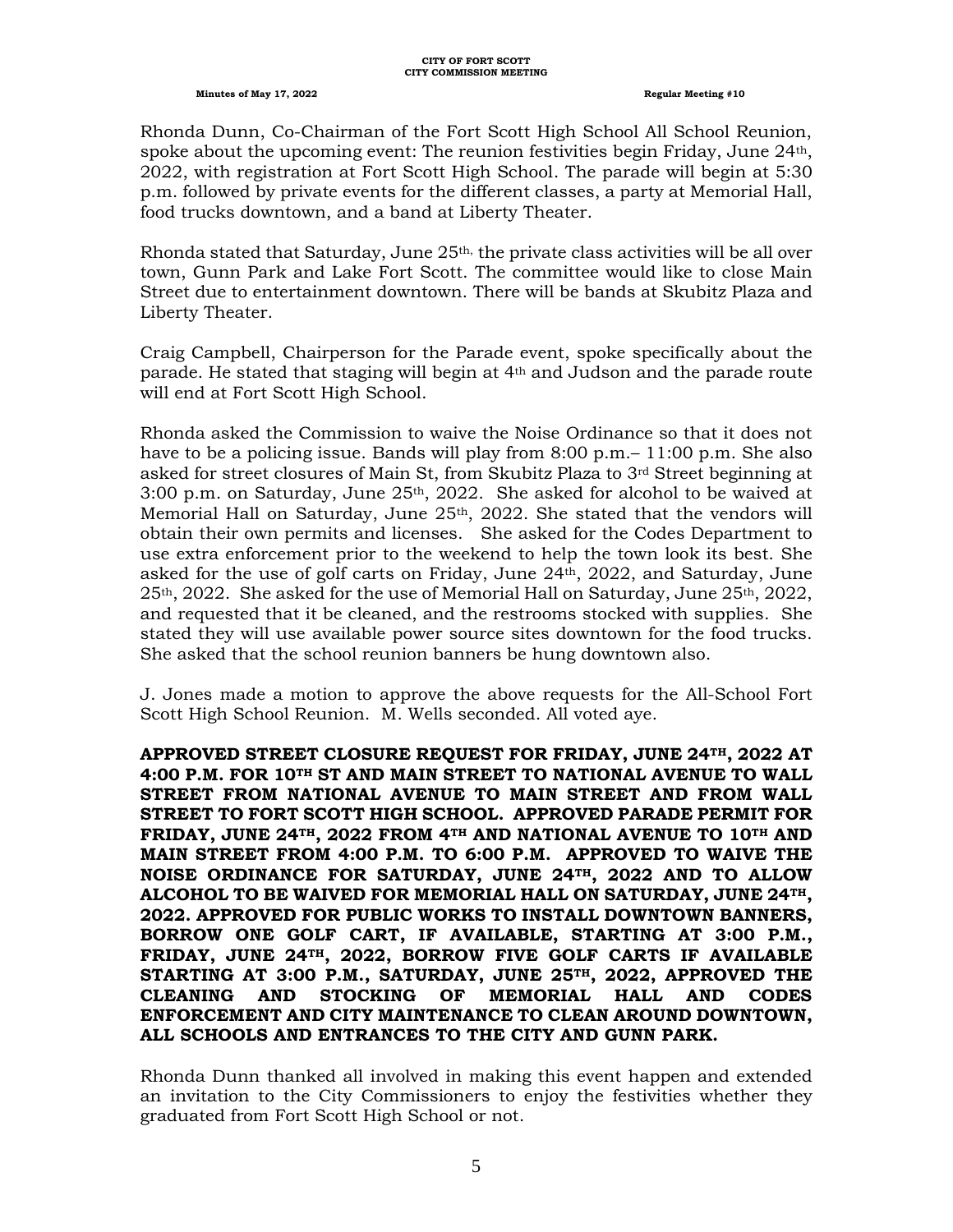Rhonda Dunn, Co-Chairman of the Fort Scott High School All School Reunion, spoke about the upcoming event: The reunion festivities begin Friday, June 24th, 2022, with registration at Fort Scott High School. The parade will begin at 5:30 p.m. followed by private events for the different classes, a party at Memorial Hall, food trucks downtown, and a band at Liberty Theater.

Rhonda stated that Saturday, June 25th, the private class activities will be all over town, Gunn Park and Lake Fort Scott. The committee would like to close Main Street due to entertainment downtown. There will be bands at Skubitz Plaza and Liberty Theater.

Craig Campbell, Chairperson for the Parade event, spoke specifically about the parade. He stated that staging will begin at 4th and Judson and the parade route will end at Fort Scott High School.

Rhonda asked the Commission to waive the Noise Ordinance so that it does not have to be a policing issue. Bands will play from 8:00 p.m.– 11:00 p.m. She also asked for street closures of Main St, from Skubitz Plaza to 3rd Street beginning at 3:00 p.m. on Saturday, June 25th, 2022. She asked for alcohol to be waived at Memorial Hall on Saturday, June 25th, 2022. She stated that the vendors will obtain their own permits and licenses. She asked for the Codes Department to use extra enforcement prior to the weekend to help the town look its best. She asked for the use of golf carts on Friday, June 24th, 2022, and Saturday, June 25th, 2022. She asked for the use of Memorial Hall on Saturday, June 25th, 2022, and requested that it be cleaned, and the restrooms stocked with supplies. She stated they will use available power source sites downtown for the food trucks. She asked that the school reunion banners be hung downtown also.

J. Jones made a motion to approve the above requests for the All-School Fort Scott High School Reunion. M. Wells seconded. All voted aye.

**APPROVED STREET CLOSURE REQUEST FOR FRIDAY, JUNE 24TH, 2022 AT 4:00 P.M. FOR 10TH ST AND MAIN STREET TO NATIONAL AVENUE TO WALL STREET FROM NATIONAL AVENUE TO MAIN STREET AND FROM WALL STREET TO FORT SCOTT HIGH SCHOOL. APPROVED PARADE PERMIT FOR FRIDAY, JUNE 24TH, 2022 FROM 4TH AND NATIONAL AVENUE TO 10TH AND MAIN STREET FROM 4:00 P.M. TO 6:00 P.M. APPROVED TO WAIVE THE NOISE ORDINANCE FOR SATURDAY, JUNE 24TH, 2022 AND TO ALLOW ALCOHOL TO BE WAIVED FOR MEMORIAL HALL ON SATURDAY, JUNE 24TH, 2022. APPROVED FOR PUBLIC WORKS TO INSTALL DOWNTOWN BANNERS, BORROW ONE GOLF CART, IF AVAILABLE, STARTING AT 3:00 P.M., FRIDAY, JUNE 24TH, 2022, BORROW FIVE GOLF CARTS IF AVAILABLE STARTING AT 3:00 P.M., SATURDAY, JUNE 25TH, 2022, APPROVED THE CLEANING AND STOCKING OF MEMORIAL HALL AND CODES ENFORCEMENT AND CITY MAINTENANCE TO CLEAN AROUND DOWNTOWN, ALL SCHOOLS AND ENTRANCES TO THE CITY AND GUNN PARK.**

Rhonda Dunn thanked all involved in making this event happen and extended an invitation to the City Commissioners to enjoy the festivities whether they graduated from Fort Scott High School or not.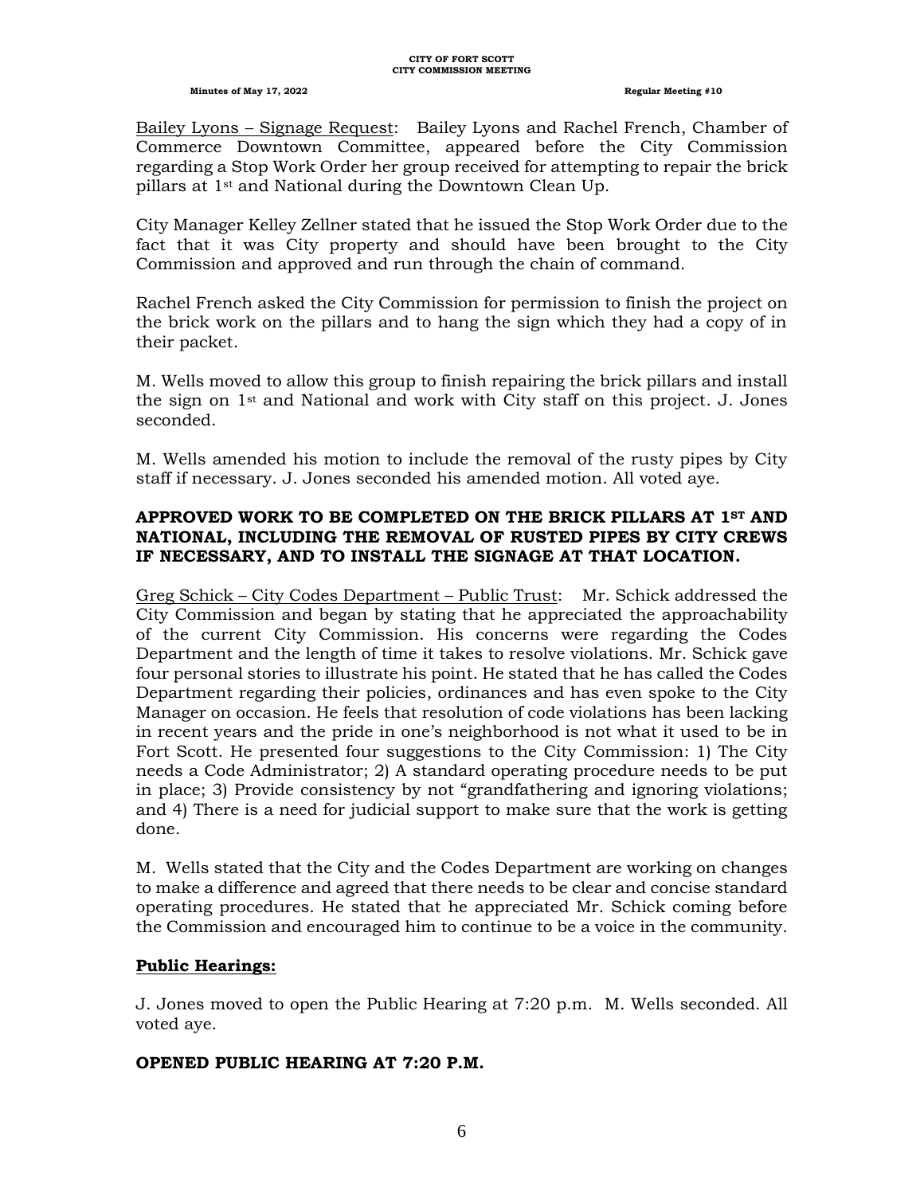Bailey Lyons – Signage Request: Bailey Lyons and Rachel French, Chamber of Commerce Downtown Committee, appeared before the City Commission regarding a Stop Work Order her group received for attempting to repair the brick pillars at 1st and National during the Downtown Clean Up.

City Manager Kelley Zellner stated that he issued the Stop Work Order due to the fact that it was City property and should have been brought to the City Commission and approved and run through the chain of command.

Rachel French asked the City Commission for permission to finish the project on the brick work on the pillars and to hang the sign which they had a copy of in their packet.

M. Wells moved to allow this group to finish repairing the brick pillars and install the sign on 1st and National and work with City staff on this project. J. Jones seconded.

M. Wells amended his motion to include the removal of the rusty pipes by City staff if necessary. J. Jones seconded his amended motion. All voted aye.

**APPROVED WORK TO BE COMPLETED ON THE BRICK PILLARS AT 1ST AND NATIONAL, INCLUDING THE REMOVAL OF RUSTED PIPES BY CITY CREWS IF NECESSARY, AND TO INSTALL THE SIGNAGE AT THAT LOCATION.**

Greg Schick – City Codes Department – Public Trust: Mr. Schick addressed the City Commission and began by stating that he appreciated the approachability of the current City Commission. His concerns were regarding the Codes Department and the length of time it takes to resolve violations. Mr. Schick gave four personal stories to illustrate his point. He stated that he has called the Codes Department regarding their policies, ordinances and has even spoke to the City Manager on occasion. He feels that resolution of code violations has been lacking in recent years and the pride in one's neighborhood is not what it used to be in Fort Scott. He presented four suggestions to the City Commission: 1) The City needs a Code Administrator; 2) A standard operating procedure needs to be put in place; 3) Provide consistency by not "grandfathering and ignoring violations; and 4) There is a need for judicial support to make sure that the work is getting done.

M. Wells stated that the City and the Codes Department are working on changes to make a difference and agreed that there needs to be clear and concise standard operating procedures. He stated that he appreciated Mr. Schick coming before the Commission and encouraged him to continue to be a voice in the community.

**Public Hearings:**

J. Jones moved to open the Public Hearing at 7:20 p.m. M. Wells seconded. All voted aye.

**OPENED PUBLIC HEARING AT 7:20 P.M.**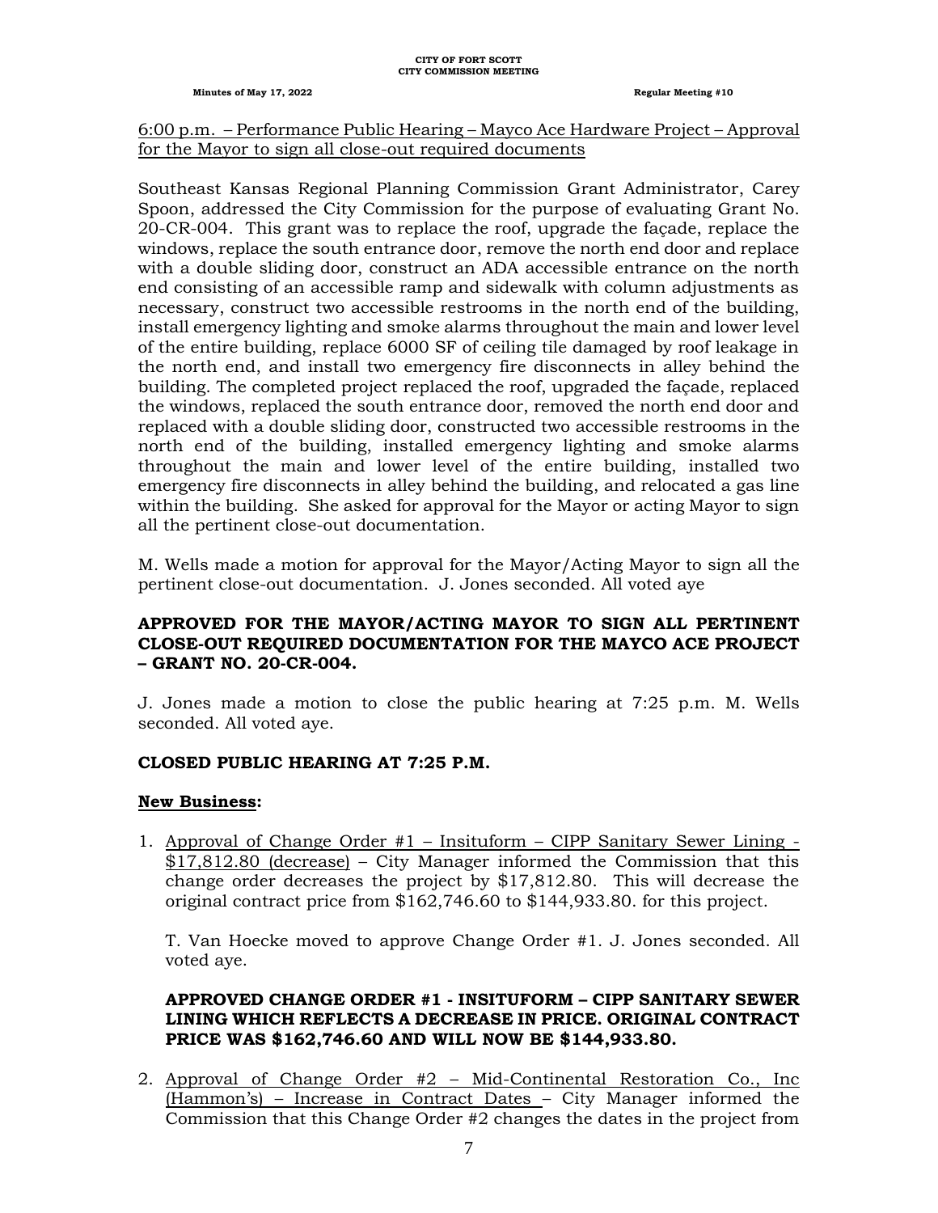6:00 p.m. – Performance Public Hearing – Mayco Ace Hardware Project – Approval for the Mayor to sign all close-out required documents

Southeast Kansas Regional Planning Commission Grant Administrator, Carey Spoon, addressed the City Commission for the purpose of evaluating Grant No. 20-CR-004. This grant was to replace the roof, upgrade the façade, replace the windows, replace the south entrance door, remove the north end door and replace with a double sliding door, construct an ADA accessible entrance on the north end consisting of an accessible ramp and sidewalk with column adjustments as necessary, construct two accessible restrooms in the north end of the building, install emergency lighting and smoke alarms throughout the main and lower level of the entire building, replace 6000 SF of ceiling tile damaged by roof leakage in the north end, and install two emergency fire disconnects in alley behind the building. The completed project replaced the roof, upgraded the façade, replaced the windows, replaced the south entrance door, removed the north end door and replaced with a double sliding door, constructed two accessible restrooms in the north end of the building, installed emergency lighting and smoke alarms throughout the main and lower level of the entire building, installed two emergency fire disconnects in alley behind the building, and relocated a gas line within the building. She asked for approval for the Mayor or acting Mayor to sign all the pertinent close-out documentation.

M. Wells made a motion for approval for the Mayor/Acting Mayor to sign all the pertinent close-out documentation. J. Jones seconded. All voted aye

**APPROVED FOR THE MAYOR/ACTING MAYOR TO SIGN ALL PERTINENT CLOSE-OUT REQUIRED DOCUMENTATION FOR THE MAYCO ACE PROJECT – GRANT NO. 20-CR-004.**

J. Jones made a motion to close the public hearing at 7:25 p.m. M. Wells seconded. All voted aye.

**CLOSED PUBLIC HEARING AT 7:25 P.M.**

**New Business:**

1. Approval of Change Order #1 – Insituform – CIPP Sanitary Sewer Lining - $17,812.80 (decrease) – City Manager informed the Commission that this change order decreases the project by $17,812.80. This will decrease the original contract price from $162,746.60 to $144,933.80. for this project.

   T. Van Hoecke moved to approve Change Order #1. J. Jones seconded. All voted aye.

   **APPROVED CHANGE ORDER #1 - INSITUFORM – CIPP SANITARY SEWER LINING WHICH REFLECTS A DECREASE IN PRICE. ORIGINAL CONTRACT PRICE WAS $162,746.60 AND WILL NOW BE $144,933.80.**

2. Approval of Change Order #2 – Mid-Continental Restoration Co., Inc (Hammon's) – Increase in Contract Dates – City Manager informed the Commission that this Change Order #2 changes the dates in the project from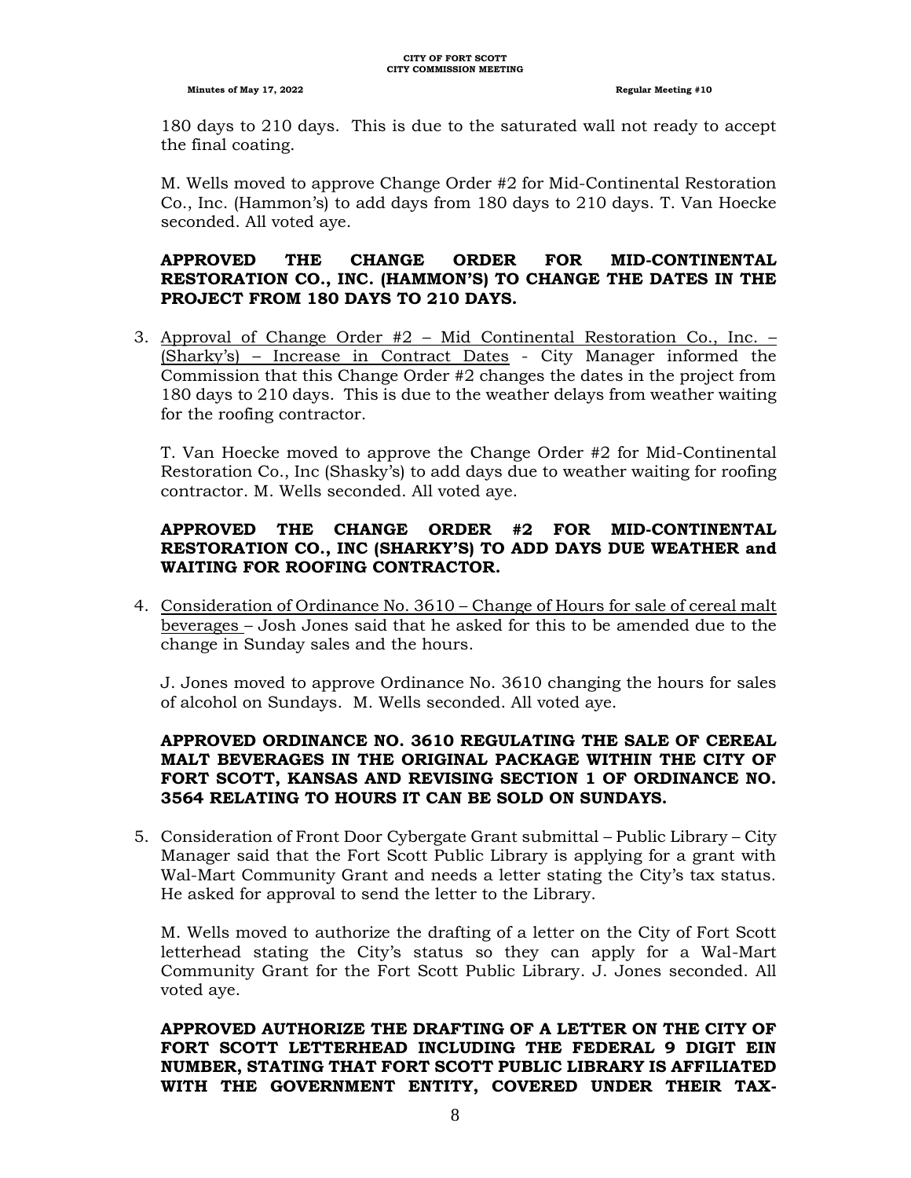180 days to 210 days. This is due to the saturated wall not ready to accept the final coating.

M. Wells moved to approve Change Order #2 for Mid-Continental Restoration Co., Inc. (Hammon's) to add days from 180 days to 210 days. T. Van Hoecke seconded. All voted aye.

**APPROVED THE CHANGE ORDER FOR MID-CONTINENTAL RESTORATION CO., INC. (HAMMON'S) TO CHANGE THE DATES IN THE PROJECT FROM 180 DAYS TO 210 DAYS.**

3. Approval of Change Order #2 – Mid Continental Restoration Co., Inc. – (Sharky's) – Increase in Contract Dates - City Manager informed the Commission that this Change Order #2 changes the dates in the project from 180 days to 210 days. This is due to the weather delays from weather waiting for the roofing contractor.

   T. Van Hoecke moved to approve the Change Order #2 for Mid-Continental Restoration Co., Inc (Shasky's) to add days due to weather waiting for roofing contractor. M. Wells seconded. All voted aye.

   **APPROVED THE CHANGE ORDER #2 FOR MID-CONTINENTAL RESTORATION CO., INC (SHARKY'S) TO ADD DAYS DUE WEATHER and WAITING FOR ROOFING CONTRACTOR.**

4. Consideration of Ordinance No. 3610 – Change of Hours for sale of cereal malt beverages – Josh Jones said that he asked for this to be amended due to the change in Sunday sales and the hours.

   J. Jones moved to approve Ordinance No. 3610 changing the hours for sales of alcohol on Sundays. M. Wells seconded. All voted aye.

   **APPROVED ORDINANCE NO. 3610 REGULATING THE SALE OF CEREAL MALT BEVERAGES IN THE ORIGINAL PACKAGE WITHIN THE CITY OF FORT SCOTT, KANSAS AND REVISING SECTION 1 OF ORDINANCE NO. 3564 RELATING TO HOURS IT CAN BE SOLD ON SUNDAYS.**

5. Consideration of Front Door Cybergate Grant submittal – Public Library – City Manager said that the Fort Scott Public Library is applying for a grant with Wal-Mart Community Grant and needs a letter stating the City's tax status. He asked for approval to send the letter to the Library.

   M. Wells moved to authorize the drafting of a letter on the City of Fort Scott letterhead stating the City's status so they can apply for a Wal-Mart Community Grant for the Fort Scott Public Library. J. Jones seconded. All voted aye.

   **APPROVED AUTHORIZE THE DRAFTING OF A LETTER ON THE CITY OF FORT SCOTT LETTERHEAD INCLUDING THE FEDERAL 9 DIGIT EIN NUMBER, STATING THAT FORT SCOTT PUBLIC LIBRARY IS AFFILIATED WITH THE GOVERNMENT ENTITY, COVERED UNDER THEIR TAX-**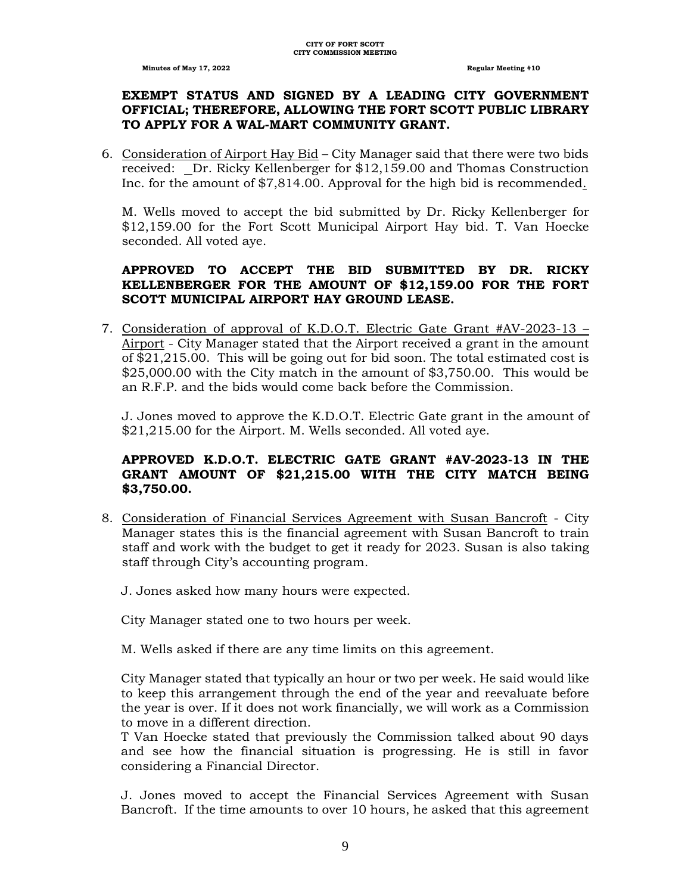**EXEMPT STATUS AND SIGNED BY A LEADING CITY GOVERNMENT OFFICIAL; THEREFORE, ALLOWING THE FORT SCOTT PUBLIC LIBRARY TO APPLY FOR A WAL-MART COMMUNITY GRANT.**

6. Consideration of Airport Hay Bid – City Manager said that there were two bids received: Dr. Ricky Kellenberger for $12,159.00 and Thomas Construction Inc. for the amount of $7,814.00. Approval for the high bid is recommended.

   M. Wells moved to accept the bid submitted by Dr. Ricky Kellenberger for $12,159.00 for the Fort Scott Municipal Airport Hay bid. T. Van Hoecke seconded. All voted aye.

   **APPROVED TO ACCEPT THE BID SUBMITTED BY DR. RICKY KELLENBERGER FOR THE AMOUNT OF $12,159.00 FOR THE FORT SCOTT MUNICIPAL AIRPORT HAY GROUND LEASE.**

7. Consideration of approval of K.D.O.T. Electric Gate Grant #AV-2023-13 – Airport - City Manager stated that the Airport received a grant in the amount of $21,215.00. This will be going out for bid soon. The total estimated cost is $25,000.00 with the City match in the amount of $3,750.00. This would be an R.F.P. and the bids would come back before the Commission.

   J. Jones moved to approve the K.D.O.T. Electric Gate grant in the amount of $21,215.00 for the Airport. M. Wells seconded. All voted aye.

   **APPROVED K.D.O.T. ELECTRIC GATE GRANT #AV-2023-13 IN THE GRANT AMOUNT OF $21,215.00 WITH THE CITY MATCH BEING $3,750.00.**

8. Consideration of Financial Services Agreement with Susan Bancroft - City Manager states this is the financial agreement with Susan Bancroft to train staff and work with the budget to get it ready for 2023. Susan is also taking staff through City's accounting program.

   J. Jones asked how many hours were expected.

   City Manager stated one to two hours per week.

   M. Wells asked if there are any time limits on this agreement.

   City Manager stated that typically an hour or two per week. He said would like to keep this arrangement through the end of the year and reevaluate before the year is over. If it does not work financially, we will work as a Commission to move in a different direction.
   T Van Hoecke stated that previously the Commission talked about 90 days and see how the financial situation is progressing. He is still in favor considering a Financial Director.

   J. Jones moved to accept the Financial Services Agreement with Susan Bancroft. If the time amounts to over 10 hours, he asked that this agreement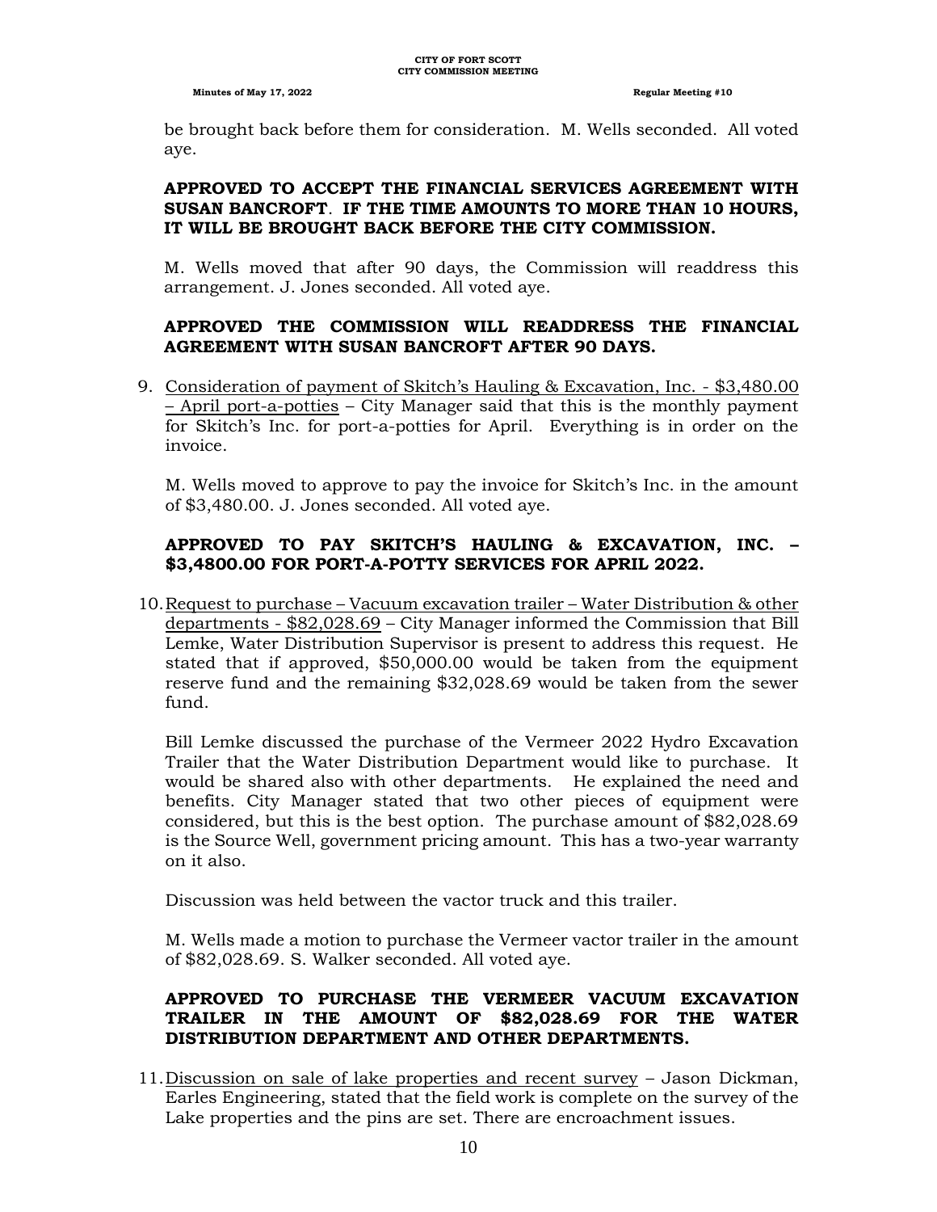be brought back before them for consideration. M. Wells seconded. All voted aye.

**APPROVED TO ACCEPT THE FINANCIAL SERVICES AGREEMENT WITH SUSAN BANCROFT. IF THE TIME AMOUNTS TO MORE THAN 10 HOURS, IT WILL BE BROUGHT BACK BEFORE THE CITY COMMISSION.**

M. Wells moved that after 90 days, the Commission will readdress this arrangement. J. Jones seconded. All voted aye.

**APPROVED THE COMMISSION WILL READDRESS THE FINANCIAL AGREEMENT WITH SUSAN BANCROFT AFTER 90 DAYS.**

9. <u>Consideration of payment of Skitch's Hauling & Excavation, Inc. - $3,480.00 – April port-a-potties</u> – City Manager said that this is the monthly payment for Skitch's Inc. for port-a-potties for April. Everything is in order on the invoice.

   M. Wells moved to approve to pay the invoice for Skitch's Inc. in the amount of $3,480.00. J. Jones seconded. All voted aye.

   **APPROVED TO PAY SKITCH'S HAULING & EXCAVATION, INC. – $3,4800.00 FOR PORT-A-POTTY SERVICES FOR APRIL 2022.**

10. <u>Request to purchase – Vacuum excavation trailer – Water Distribution & other departments - $82,028.69</u> – City Manager informed the Commission that Bill Lemke, Water Distribution Supervisor is present to address this request. He stated that if approved, $50,000.00 would be taken from the equipment reserve fund and the remaining $32,028.69 would be taken from the sewer fund.

    Bill Lemke discussed the purchase of the Vermeer 2022 Hydro Excavation Trailer that the Water Distribution Department would like to purchase. It would be shared also with other departments. He explained the need and benefits. City Manager stated that two other pieces of equipment were considered, but this is the best option. The purchase amount of $82,028.69 is the Source Well, government pricing amount. This has a two-year warranty on it also.

    Discussion was held between the vactor truck and this trailer.

    M. Wells made a motion to purchase the Vermeer vactor trailer in the amount of $82,028.69. S. Walker seconded. All voted aye.

    **APPROVED TO PURCHASE THE VERMEER VACUUM EXCAVATION TRAILER IN THE AMOUNT OF $82,028.69 FOR THE WATER DISTRIBUTION DEPARTMENT AND OTHER DEPARTMENTS.**

11. <u>Discussion on sale of lake properties and recent survey</u> – Jason Dickman, Earles Engineering, stated that the field work is complete on the survey of the Lake properties and the pins are set. There are encroachment issues.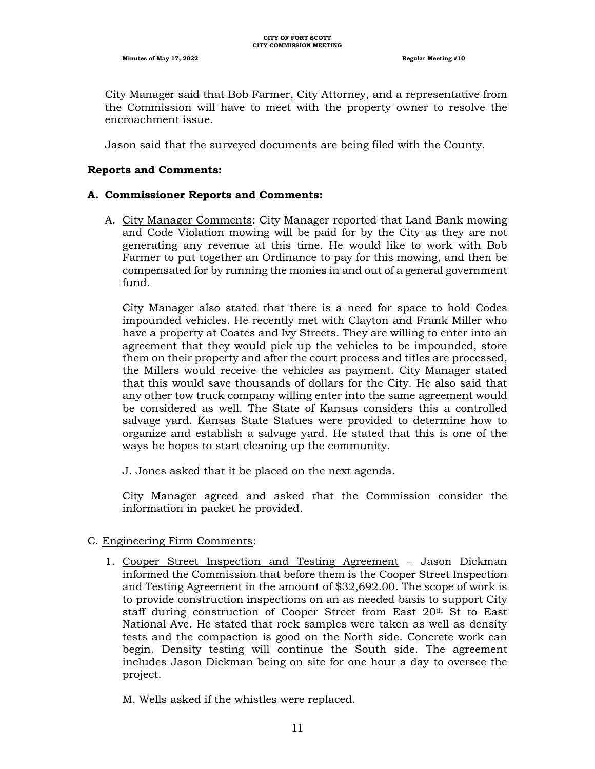City Manager said that Bob Farmer, City Attorney, and a representative from the Commission will have to meet with the property owner to resolve the encroachment issue.

Jason said that the surveyed documents are being filed with the County.

**Reports and Comments:**

**A. Commissioner Reports and Comments:**

A. City Manager Comments: City Manager reported that Land Bank mowing and Code Violation mowing will be paid for by the City as they are not generating any revenue at this time. He would like to work with Bob Farmer to put together an Ordinance to pay for this mowing, and then be compensated for by running the monies in and out of a general government fund.

   City Manager also stated that there is a need for space to hold Codes impounded vehicles. He recently met with Clayton and Frank Miller who have a property at Coates and Ivy Streets. They are willing to enter into an agreement that they would pick up the vehicles to be impounded, store them on their property and after the court process and titles are processed, the Millers would receive the vehicles as payment. City Manager stated that this would save thousands of dollars for the City. He also said that any other tow truck company willing enter into the same agreement would be considered as well. The State of Kansas considers this a controlled salvage yard. Kansas State Statues were provided to determine how to organize and establish a salvage yard. He stated that this is one of the ways he hopes to start cleaning up the community.

   J. Jones asked that it be placed on the next agenda.

   City Manager agreed and asked that the Commission consider the information in packet he provided.

C. Engineering Firm Comments:

1. Cooper Street Inspection and Testing Agreement – Jason Dickman informed the Commission that before them is the Cooper Street Inspection and Testing Agreement in the amount of $32,692.00. The scope of work is to provide construction inspections on an as needed basis to support City staff during construction of Cooper Street from East 20th St to East National Ave. He stated that rock samples were taken as well as density tests and the compaction is good on the North side. Concrete work can begin. Density testing will continue the South side. The agreement includes Jason Dickman being on site for one hour a day to oversee the project.

   M. Wells asked if the whistles were replaced.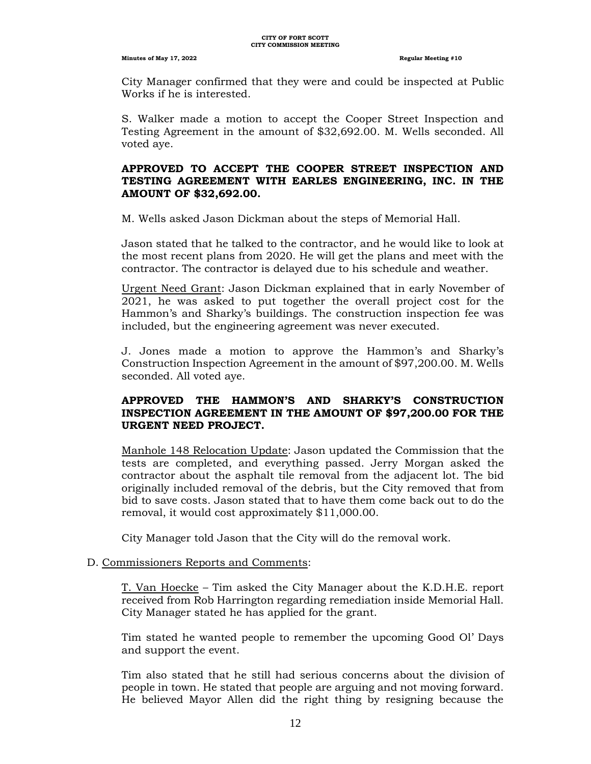City Manager confirmed that they were and could be inspected at Public Works if he is interested.

S. Walker made a motion to accept the Cooper Street Inspection and Testing Agreement in the amount of $32,692.00. M. Wells seconded. All voted aye.

**APPROVED TO ACCEPT THE COOPER STREET INSPECTION AND TESTING AGREEMENT WITH EARLES ENGINEERING, INC. IN THE AMOUNT OF $32,692.00.**

M. Wells asked Jason Dickman about the steps of Memorial Hall.

Jason stated that he talked to the contractor, and he would like to look at the most recent plans from 2020. He will get the plans and meet with the contractor. The contractor is delayed due to his schedule and weather.

Urgent Need Grant: Jason Dickman explained that in early November of 2021, he was asked to put together the overall project cost for the Hammon's and Sharky's buildings. The construction inspection fee was included, but the engineering agreement was never executed.

J. Jones made a motion to approve the Hammon's and Sharky's Construction Inspection Agreement in the amount of $97,200.00. M. Wells seconded. All voted aye.

**APPROVED THE HAMMON'S AND SHARKY'S CONSTRUCTION INSPECTION AGREEMENT IN THE AMOUNT OF $97,200.00 FOR THE URGENT NEED PROJECT.**

Manhole 148 Relocation Update: Jason updated the Commission that the tests are completed, and everything passed. Jerry Morgan asked the contractor about the asphalt tile removal from the adjacent lot. The bid originally included removal of the debris, but the City removed that from bid to save costs. Jason stated that to have them come back out to do the removal, it would cost approximately $11,000.00.

City Manager told Jason that the City will do the removal work.

D. Commissioners Reports and Comments:

T. Van Hoecke – Tim asked the City Manager about the K.D.H.E. report received from Rob Harrington regarding remediation inside Memorial Hall. City Manager stated he has applied for the grant.

Tim stated he wanted people to remember the upcoming Good Ol' Days and support the event.

Tim also stated that he still had serious concerns about the division of people in town. He stated that people are arguing and not moving forward. He believed Mayor Allen did the right thing by resigning because the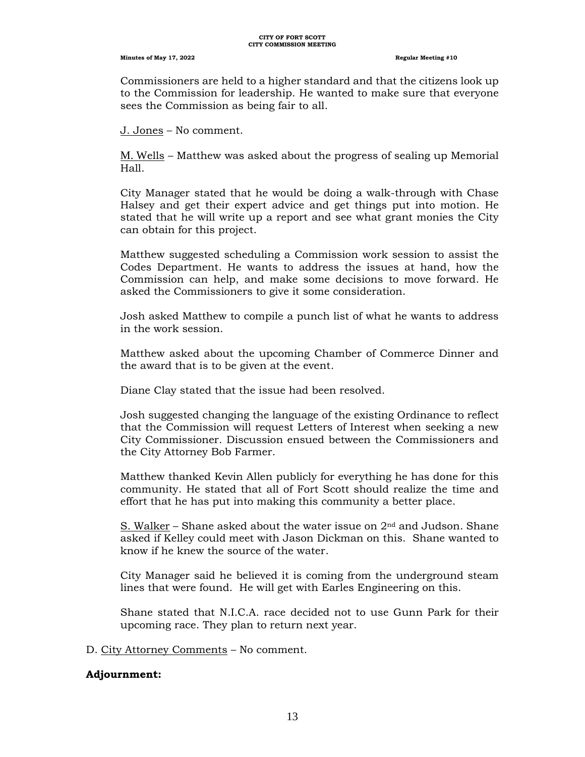Commissioners are held to a higher standard and that the citizens look up to the Commission for leadership. He wanted to make sure that everyone sees the Commission as being fair to all.

J. Jones – No comment.

M. Wells – Matthew was asked about the progress of sealing up Memorial Hall.

City Manager stated that he would be doing a walk-through with Chase Halsey and get their expert advice and get things put into motion. He stated that he will write up a report and see what grant monies the City can obtain for this project.

Matthew suggested scheduling a Commission work session to assist the Codes Department. He wants to address the issues at hand, how the Commission can help, and make some decisions to move forward. He asked the Commissioners to give it some consideration.

Josh asked Matthew to compile a punch list of what he wants to address in the work session.

Matthew asked about the upcoming Chamber of Commerce Dinner and the award that is to be given at the event.

Diane Clay stated that the issue had been resolved.

Josh suggested changing the language of the existing Ordinance to reflect that the Commission will request Letters of Interest when seeking a new City Commissioner. Discussion ensued between the Commissioners and the City Attorney Bob Farmer.

Matthew thanked Kevin Allen publicly for everything he has done for this community. He stated that all of Fort Scott should realize the time and effort that he has put into making this community a better place.

S. Walker – Shane asked about the water issue on 2nd and Judson. Shane asked if Kelley could meet with Jason Dickman on this. Shane wanted to know if he knew the source of the water.

City Manager said he believed it is coming from the underground steam lines that were found. He will get with Earles Engineering on this.

Shane stated that N.I.C.A. race decided not to use Gunn Park for their upcoming race. They plan to return next year.

D. City Attorney Comments – No comment.

**Adjournment:**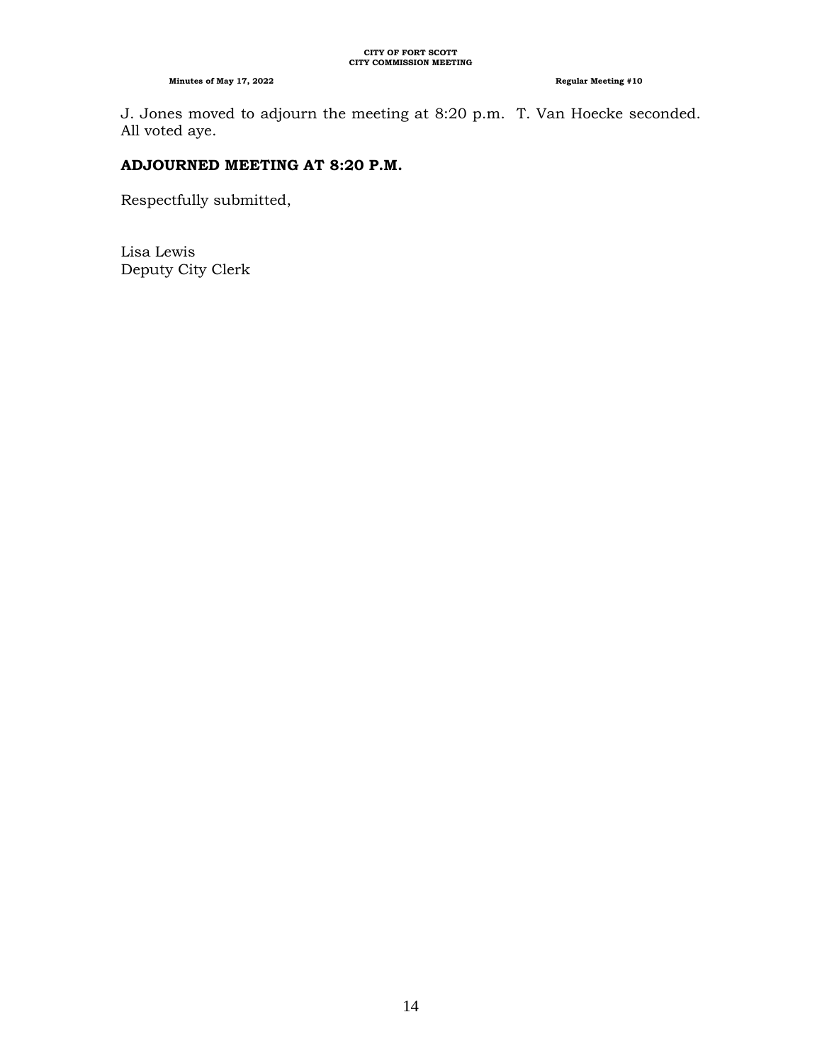J. Jones moved to adjourn the meeting at 8:20 p.m. T. Van Hoecke seconded. All voted aye.

**ADJOURNED MEETING AT 8:20 P.M.**

Respectfully submitted,

Lisa Lewis
Deputy City Clerk